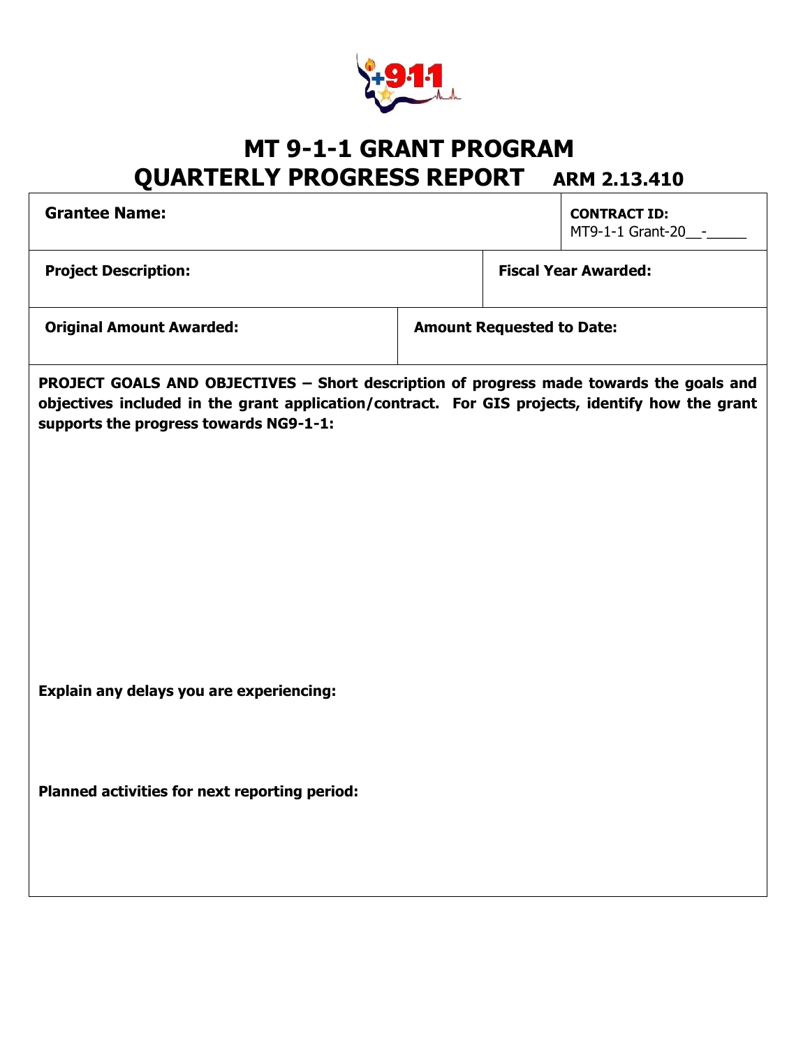# MT 9-1-1 GRANT PROGRAM
# QUARTERLY PROGRESS REPORT ARM 2.13.410

| **Grantee Name:** | **CONTRACT ID:** MT9-1-1 Grant-20\_\_-\_\_\_\_\_ |
|---|---|
| **Project Description:** | **Fiscal Year Awarded:** |
| **Original Amount Awarded:** | **Amount Requested to Date:** |

**PROJECT GOALS AND OBJECTIVES – Short description of progress made towards the goals and objectives included in the grant application/contract. For GIS projects, identify how the grant supports the progress towards NG9-1-1:**

**Explain any delays you are experiencing:**

**Planned activities for next reporting period:**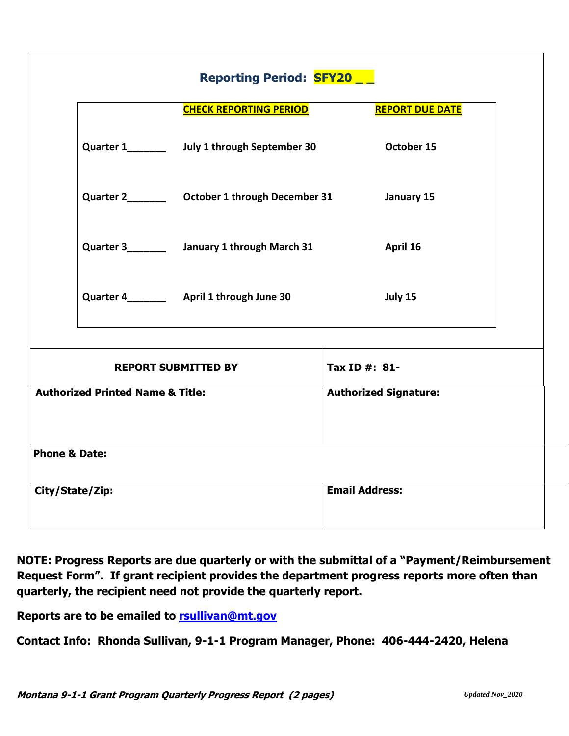## Reporting Period: SFY20 _ _

| | CHECK REPORTING PERIOD | REPORT DUE DATE |
|---|---|---|
| Quarter 1_______ | July 1 through September 30 | October 15 |
| Quarter 2_______ | October 1 through December 31 | January 15 |
| Quarter 3_______ | January 1 through March 31 | April 16 |
| Quarter 4_______ | April 1 through June 30 | July 15 |

| REPORT SUBMITTED BY | Tax ID #: 81- |
|---|---|
| **Authorized Printed Name & Title:** | **Authorized Signature:** |
| **Phone & Date:** | |
| **City/State/Zip:** | **Email Address:** |

**NOTE: Progress Reports are due quarterly or with the submittal of a "Payment/Reimbursement Request Form". If grant recipient provides the department progress reports more often than quarterly, the recipient need not provide the quarterly report.**

**Reports are to be emailed to rsullivan@mt.gov**

**Contact Info: Rhonda Sullivan, 9-1-1 Program Manager, Phone: 406-444-2420, Helena**

*Montana 9-1-1 Grant Program Quarterly Progress Report (2 pages)* *Updated Nov_2020*